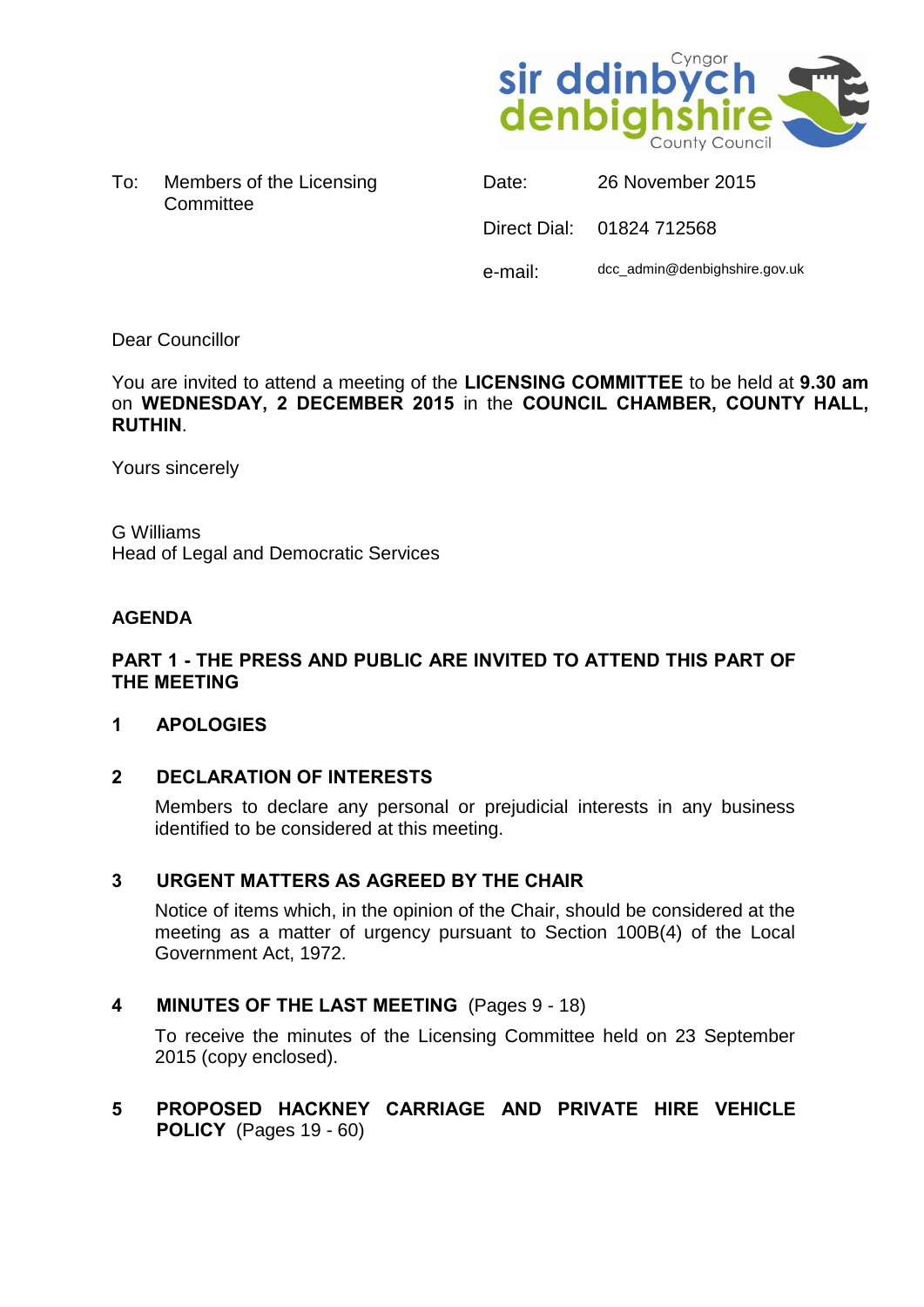Cyngor sir ddinbych denbighshire County Council

| To: Members of the Licensing Committee | Date: | 26 November 2015 |
| --- | --- | --- |
| | Direct Dial: | 01824 712568 |
| | e-mail: | dcc_admin@denbighshire.gov.uk |

Dear Councillor

You are invited to attend a meeting of the **LICENSING COMMITTEE** to be held at **9.30 am** on **WEDNESDAY, 2 DECEMBER 2015** in the **COUNCIL CHAMBER, COUNTY HALL, RUTHIN**.

Yours sincerely

G Williams
Head of Legal and Democratic Services

## AGENDA

### PART 1 - THE PRESS AND PUBLIC ARE INVITED TO ATTEND THIS PART OF THE MEETING

**1 APOLOGIES**

**2 DECLARATION OF INTERESTS**

Members to declare any personal or prejudicial interests in any business identified to be considered at this meeting.

**3 URGENT MATTERS AS AGREED BY THE CHAIR**

Notice of items which, in the opinion of the Chair, should be considered at the meeting as a matter of urgency pursuant to Section 100B(4) of the Local Government Act, 1972.

**4 MINUTES OF THE LAST MEETING** (Pages 9 - 18)

To receive the minutes of the Licensing Committee held on 23 September 2015 (copy enclosed).

**5 PROPOSED HACKNEY CARRIAGE AND PRIVATE HIRE VEHICLE POLICY** (Pages 19 - 60)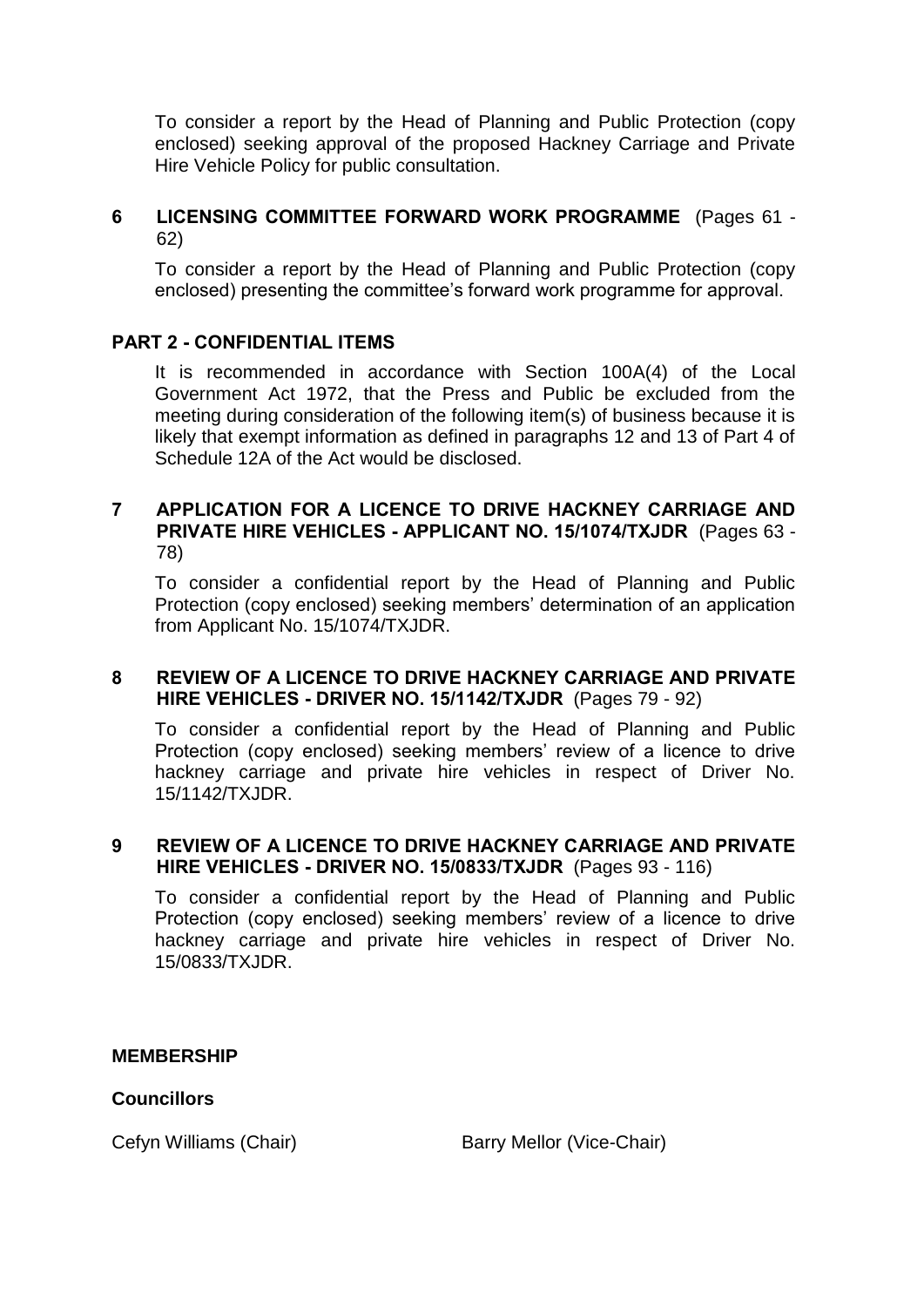To consider a report by the Head of Planning and Public Protection (copy enclosed) seeking approval of the proposed Hackney Carriage and Private Hire Vehicle Policy for public consultation.

**6 LICENSING COMMITTEE FORWARD WORK PROGRAMME** (Pages 61 - 62)

To consider a report by the Head of Planning and Public Protection (copy enclosed) presenting the committee's forward work programme for approval.

**PART 2 - CONFIDENTIAL ITEMS**

It is recommended in accordance with Section 100A(4) of the Local Government Act 1972, that the Press and Public be excluded from the meeting during consideration of the following item(s) of business because it is likely that exempt information as defined in paragraphs 12 and 13 of Part 4 of Schedule 12A of the Act would be disclosed.

**7 APPLICATION FOR A LICENCE TO DRIVE HACKNEY CARRIAGE AND PRIVATE HIRE VEHICLES - APPLICANT NO. 15/1074/TXJDR** (Pages 63 - 78)

To consider a confidential report by the Head of Planning and Public Protection (copy enclosed) seeking members' determination of an application from Applicant No. 15/1074/TXJDR.

**8 REVIEW OF A LICENCE TO DRIVE HACKNEY CARRIAGE AND PRIVATE HIRE VEHICLES - DRIVER NO. 15/1142/TXJDR** (Pages 79 - 92)

To consider a confidential report by the Head of Planning and Public Protection (copy enclosed) seeking members' review of a licence to drive hackney carriage and private hire vehicles in respect of Driver No. 15/1142/TXJDR.

**9 REVIEW OF A LICENCE TO DRIVE HACKNEY CARRIAGE AND PRIVATE HIRE VEHICLES - DRIVER NO. 15/0833/TXJDR** (Pages 93 - 116)

To consider a confidential report by the Head of Planning and Public Protection (copy enclosed) seeking members' review of a licence to drive hackney carriage and private hire vehicles in respect of Driver No. 15/0833/TXJDR.

**MEMBERSHIP**

**Councillors**

Cefyn Williams (Chair)

Barry Mellor (Vice-Chair)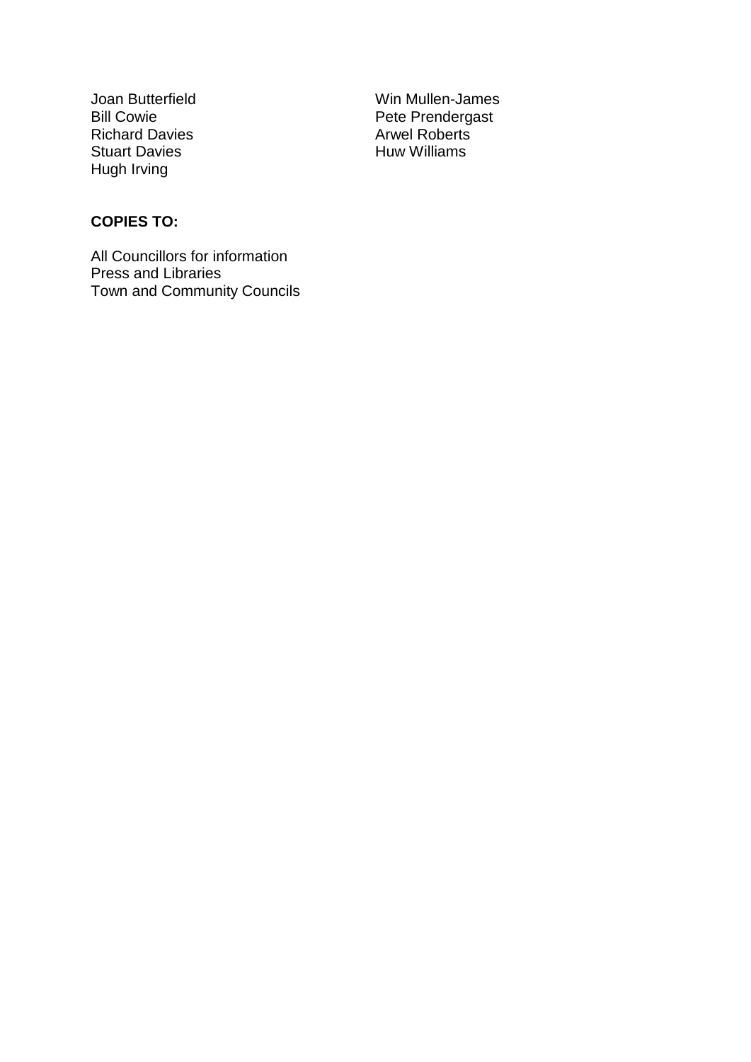Joan Butterfield
Bill Cowie
Richard Davies
Stuart Davies
Hugh Irving
Win Mullen-James
Pete Prendergast
Arwel Roberts
Huw Williams

**COPIES TO:**

All Councillors for information
Press and Libraries
Town and Community Councils